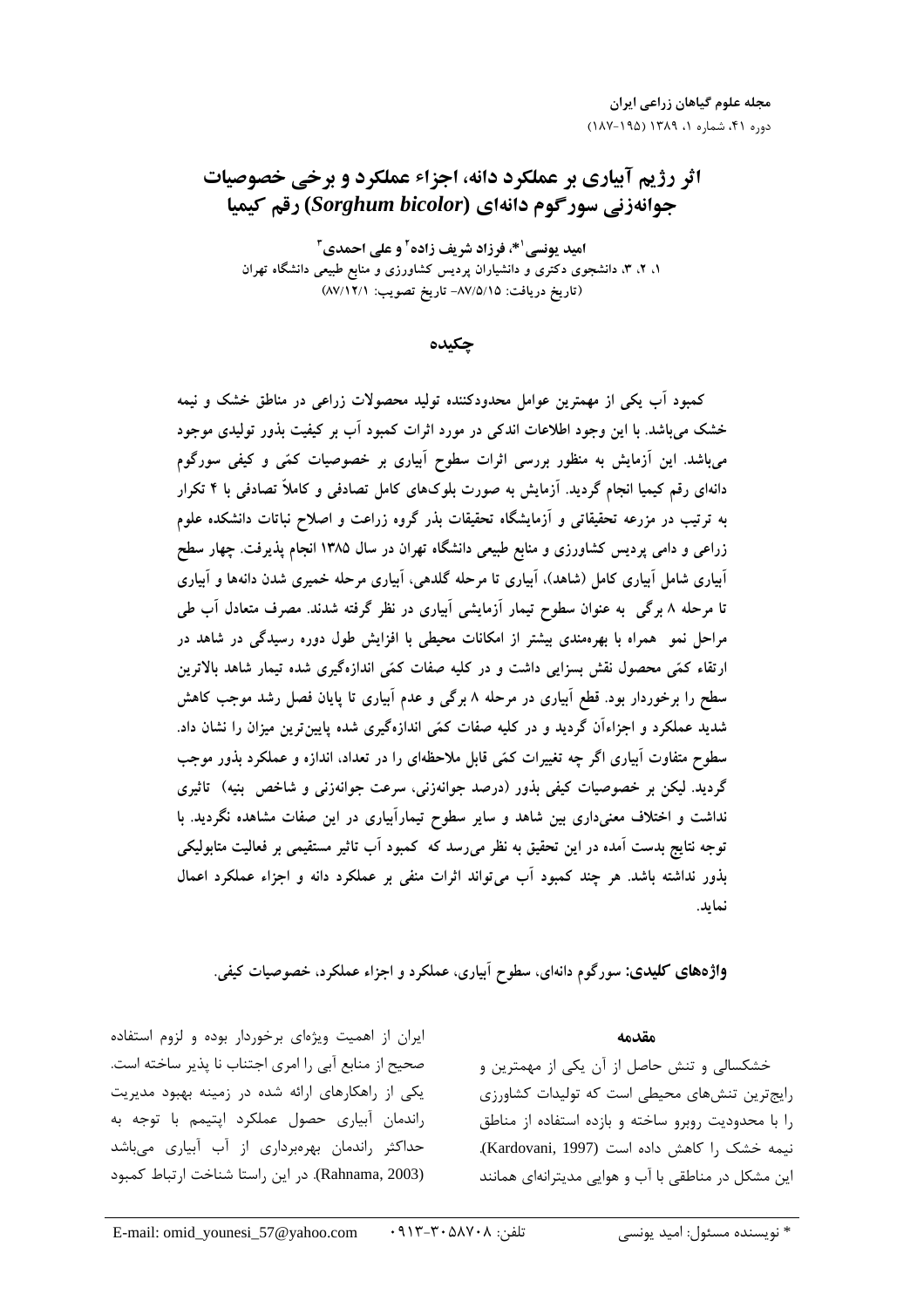# اثر رژیم آبیاری بر عملکرد دانه، اجزاء عملکرد و برخی خصوصیات جوانه‌زنی سورگوم دانه‌ای (*Sorghum bicolor*) رقم کیمیا

**امید یونسی[1]*، فرزاد شریف زاده[2] و علی احمدی[3]**

۱، ۲، ۳، دانشجوی دکتری و دانشیاران پردیس کشاورزی و منابع طبیعی دانشگاه تهران

(تاریخ دریافت: ۸۷/۵/۱۵- تاریخ تصویب: ۸۷/۱۲/۱)

## چکیده

**کمبود آب یکی از مهمترین عوامل محدودکننده تولید محصولات زراعی در مناطق خشک و نیمه خشک می‌باشد. با این وجود اطلاعات اندکی در مورد اثرات کمبود آب بر کیفیت بذور تولیدی موجود می‌باشد. این آزمایش به منظور بررسی اثرات سطوح آبیاری بر خصوصیات کمّی و کیفی سورگوم دانه‌ای رقم کیمیا انجام گردید. آزمایش به صورت بلوک‌های کامل تصادفی و کاملاً تصادفی با ۴ تکرار به ترتیب در مزرعه تحقیقاتی و آزمایشگاه تحقیقات بذر گروه زراعت و اصلاح نباتات دانشکده علوم زراعی و دامی پردیس کشاورزی و منابع طبیعی دانشگاه تهران در سال ۱۳۸۵ انجام پذیرفت. چهار سطح آبیاری شامل آبیاری کامل (شاهد)، آبیاری تا مرحله گلدهی، آبیاری مرحله خمیری شدن دانه‌ها و آبیاری تا مرحله ۸ برگی به عنوان سطوح تیمار آزمایشی آبیاری در نظر گرفته شدند. مصرف متعادل آب طی مراحل نمو همراه با بهره‌مندی بیشتر از امکانات محیطی با افزایش طول دوره رسیدگی در شاهد در ارتقاء کمّی محصول نقش بسزایی داشت و در کلیه صفات کمّی اندازه‌گیری شده تیمار شاهد بالاترین سطح را برخوردار بود. قطع آبیاری در مرحله ۸ برگی و عدم آبیاری تا پایان فصل رشد موجب کاهش شدید عملکرد و اجزاءآن گردید و در کلیه صفات کمّی اندازه‌گیری شده پایین‌ترین میزان را نشان داد. سطوح متفاوت آبیاری اگر چه تغییرات کمّی قابل ملاحظه‌ای را در تعداد، اندازه و عملکرد بذور موجب گردید. لیکن بر خصوصیات کیفی بذور (درصد جوانه‌زنی، سرعت جوانه‌زنی و شاخص بنیه) تاثیری نداشت و اختلاف معنی‌داری بین شاهد و سایر سطوح تیمارآبیاری در این صفات مشاهده نگردید. با توجه نتایج بدست آمده در این تحقیق به نظر می‌رسد که کمبود آب تاثیر مستقیمی بر فعالیت متابولیکی بذور نداشته باشد. هر چند کمبود آب می‌تواند اثرات منفی بر عملکرد دانه و اجزاء عملکرد اعمال نماید.**

**واژه‌های کلیدی:** سورگوم دانه‌ای، سطوح آبیاری، عملکرد و اجزاء عملکرد، خصوصیات کیفی.

## مقدمه

خشکسالی و تنش حاصل از آن یکی از مهمترین و رایج‌ترین تنش‌های محیطی است که تولیدات کشاورزی را با محدودیت روبرو ساخته و بازده استفاده از مناطق نیمه خشک را کاهش داده است (Kardovani, 1997). این مشکل در مناطقی با آب و هوایی مدیترانه‌ای همانند ایران از اهمیت ویژه‌ای برخوردار بوده و لزوم استفاده صحیح از منابع آبی را امری اجتناب نا پذیر ساخته است. یکی از راهکارهای ارائه شده در زمینه بهبود مدیریت راندمان آبیاری حصول عملکرد اپتیمم با توجه به حداکثر راندمان بهره‌برداری از آب آبیاری می‌باشد (Rahnama, 2003). در این راستا شناخت ارتباط کمبود

\* نویسنده مسئول: امید یونسی تلفن: ۰۹۱۳-۳۰۵۸۷۰۸ E-mail: omid_younesi_57@yahoo.com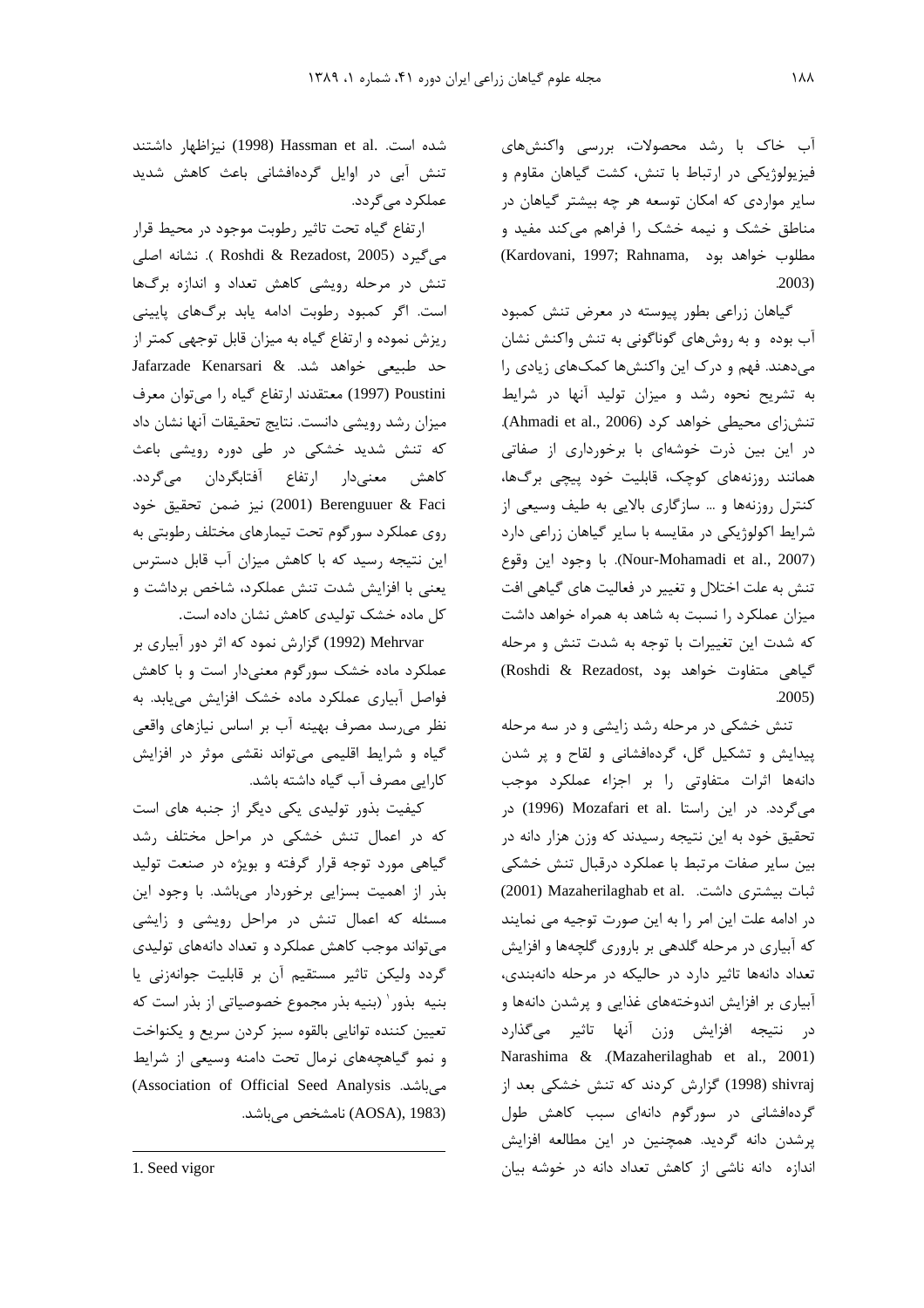آب خاک با رشد محصولات، بررسی واکنش‌های فیزیولوژیکی در ارتباط با تنش، کشت گیاهان مقاوم و سایر مواردی که امکان توسعه هر چه بیشتر گیاهان در مناطق خشک و نیمه خشک را فراهم می‌کند مفید و مطلوب خواهد بود (Kardovani, 1997; Rahnama, 2003).

گیاهان زراعی بطور پیوسته در معرض تنش کمبود آب بوده و به روش‌های گوناگونی به تنش واکنش نشان می‌دهند. فهم و درک این واکنش‌ها کمک‌های زیادی را به تشریح نحوه رشد و میزان تولید آنها در شرایط تنش‌زای محیطی خواهد کرد (Ahmadi et al., 2006). در این بین ذرت خوشه‌ای با برخورداری از صفاتی همانند روزنه‌های کوچک، قابلیت خود پیچی برگ‌ها، کنترل روزنه‌ها و ... سازگاری بالایی به طیف وسیعی از شرایط اکولوژیکی در مقایسه با سایر گیاهان زراعی دارد (Nour-Mohamadi et al., 2007). با وجود این وقوع تنش به علت اختلال و تغییر در فعالیت های گیاهی افت میزان عملکرد را نسبت به شاهد به همراه خواهد داشت که شدت این تغییرات با توجه به شدت تنش و مرحله گیاهی متفاوت خواهد بود (Roshdi & Rezadost, 2005).

تنش خشکی در مرحله رشد زایشی و در سه مرحله پیدایش و تشکیل گل، گرده‌افشانی و لقاح و پر شدن دانه‌ها اثرات متفاوتی را بر اجزاء عملکرد موجب می‌گردد. در این راستا .Mozafari et al (1996) در تحقیق خود به این نتیجه رسیدند که وزن هزار دانه در بین سایر صفات مرتبط با عملکرد درقبال تنش خشکی ثبات بیشتری داشت. .Mazaherilaghab et al (2001) در ادامه علت این امر را به این صورت توجیه می نمایند که آبیاری در مرحله گلدهی بر باروری گلچه‌ها و افزایش تعداد دانه‌ها تاثیر دارد در حالیکه در مرحله دانه‌بندی، آبیاری بر افزایش اندوخته‌های غذایی و پرشدن دانه‌ها و در نتیجه افزایش وزن آنها تاثیر می‌گذارد (Mazaherilaghab et al., 2001). Narashima & shivraj (1998) گزارش کردند که تنش خشکی بعد از گرده‌افشانی در سورگوم دانه‌ای سبب کاهش طول پرشدن دانه گردید. همچنین در این مطالعه افزایش اندازه دانه ناشی از کاهش تعداد دانه در خوشه بیان شده است. .Hassman et al (1998) نیزاظهار داشتند تنش آبی در اوایل گرده‌افشانی باعث کاهش شدید عملکرد می‌گردد.

ارتفاع گیاه تحت تاثیر رطوبت موجود در محیط قرار می‌گیرد (Roshdi & Rezadost, 2005 ). نشانه اصلی تنش در مرحله رویشی کاهش تعداد و اندازه برگ‌ها است. اگر کمبود رطوبت ادامه یابد برگ‌های پایینی ریزش نموده و ارتفاع گیاه به میزان قابل توجهی کمتر از حد طبیعی خواهد شد. & Jafarzade Kenarsari Poustini (1997) معتقدند ارتفاع گیاه را می‌توان معرف میزان رشد رویشی دانست. نتایج تحقیقات آنها نشان داد که تنش شدید خشکی در طی دوره رویشی باعث کاهش معنی‌دار ارتفاع آفتابگردان می‌گردد. Berenguuer & Faci (2001) نیز ضمن تحقیق خود روی عملکرد سورگوم تحت تیمارهای مختلف رطوبتی به این نتیجه رسید که با کاهش میزان آب قابل دسترس یعنی با افزایش شدت تنش عملکرد، شاخص برداشت و کل ماده خشک تولیدی کاهش نشان داده است.

Mehrvar (1992) گزارش نمود که اثر دور آبیاری بر عملکرد ماده خشک سورگوم معنی‌دار است و با کاهش فواصل آبیاری عملکرد ماده خشک افزایش می‌یابد. به نظر می‌رسد مصرف بهینه آب بر اساس نیازهای واقعی گیاه و شرایط اقلیمی می‌تواند نقشی موثر در افزایش کارایی مصرف آب گیاه داشته باشد.

کیفیت بذور تولیدی یکی دیگر از جنبه های است که در اعمال تنش خشکی در مراحل مختلف رشد گیاهی مورد توجه قرار گرفته و بویژه در صنعت تولید بذر از اهمیت بسزایی برخوردار می‌باشد. با وجود این مسئله که اعمال تنش در مراحل رویشی و زایشی می‌تواند موجب کاهش عملکرد و تعداد دانه‌های تولیدی گردد ولیکن تاثیر مستقیم آن بر قابلیت جوانه‌زنی یا بنیه بذور[1] (بنیه بذر مجموع خصوصیاتی از بذر است که تعیین کننده توانایی بالقوه سبز کردن سریع و یکنواخت و نمو گیاهچه‌های نرمال تحت دامنه وسیعی از شرایط می‌باشد. Association of Official Seed Analysis) (AOSA), 1983) نامشخص می‌باشد.

---

1. Seed vigor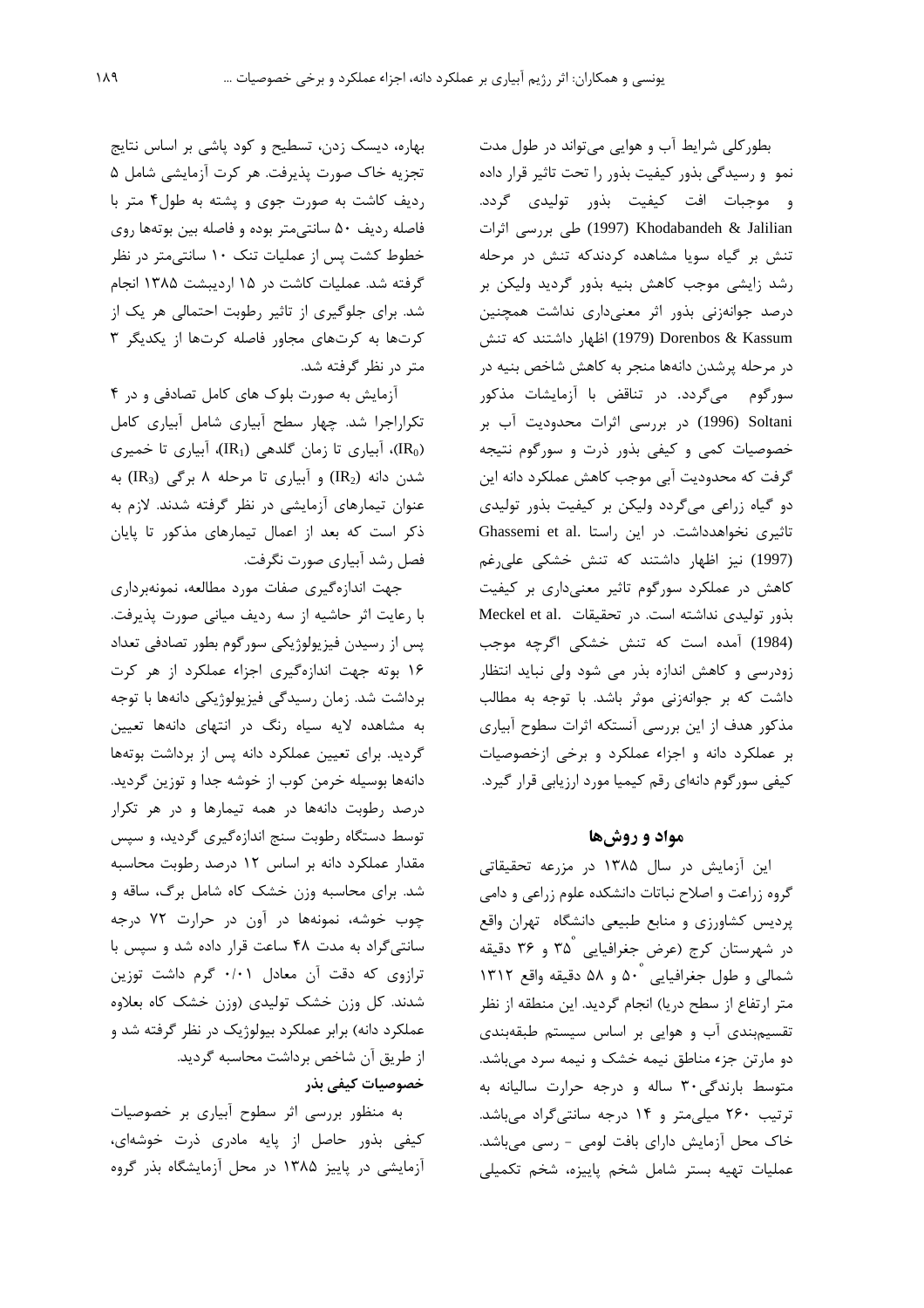بطورکلی شرایط آب و هوایی می‌تواند در طول مدت نمو و رسیدگی بذور کیفیت بذور را تحت تاثیر قرار داده و موجبات افت کیفیت بذور تولیدی گردد. Khodabandeh & Jalilian (1997) طی بررسی اثرات تنش بر گیاه سویا مشاهده کردندکه تنش در مرحله رشد زایشی موجب کاهش بنیه بذور گردید ولیکن بر درصد جوانه‌زنی بذور اثر معنی‌داری نداشت همچنین Dorenbos & Kassum (1979) اظهار داشتند که تنش در مرحله پرشدن دانه‌ها منجر به کاهش شاخص بنیه در سورگوم می‌گردد. در تناقض با آزمایشات مذکور Soltani (1996) در بررسی اثرات محدودیت آب بر خصوصیات کمی و کیفی بذور ذرت و سورگوم نتیجه گرفت که محدودیت آبی موجب کاهش عملکرد دانه این دو گیاه زراعی می‌گردد ولیکن بر کیفیت بذور تولیدی تاثیری نخواهدداشت. در این راستا Ghassemi et al. (1997) نیز اظهار داشتند که تنش خشکی علی‌رغم کاهش در عملکرد سورگوم تاثیر معنی‌داری بر کیفیت بذور تولیدی نداشته است. در تحقیقات Meckel et al. (1984) آمده است که تنش خشکی اگرچه موجب زودرسی و کاهش اندازه بذر می شود ولی نباید انتظار داشت که بر جوانه‌زنی موثر باشد. با توجه به مطالب مذکور هدف از این بررسی آنستکه اثرات سطوح آبیاری بر عملکرد دانه و اجزاء عملکرد و برخی ازخصوصیات کیفی سورگوم دانه‌ای رقم کیمیا مورد ارزیابی قرار گیرد.

## مواد و روش‌ها

این آزمایش در سال ۱۳۸۵ در مزرعه تحقیقاتی گروه زراعت و اصلاح نباتات دانشکده علوم زراعی و دامی پردیس کشاورزی و منابع طبیعی دانشگاه تهران واقع در شهرستان کرج (عرض جغرافیایی ۳۵° و ۳۶ دقیقه شمالی و طول جغرافیایی ۵۰° و ۵۸ دقیقه واقع ۱۳۱۲ متر ارتفاع از سطح دریا) انجام گردید. این منطقه از نظر تقسیم‌بندی آب و هوایی بر اساس سیستم طبقه‌بندی دو مارتن جزء مناطق نیمه خشک و نیمه سرد می‌باشد. متوسط بارندگی ۳۰ ساله و درجه حرارت سالیانه به ترتیب ۲۶۰ میلی‌متر و ۱۴ درجه سانتی‌گراد می‌باشد. خاک محل آزمایش دارای بافت لومی - رسی می‌باشد. عملیات تهیه بستر شامل شخم پاییزه، شخم تکمیلی بهاره، دیسک زدن، تسطیح و کود پاشی بر اساس نتایج تجزیه خاک صورت پذیرفت. هر کرت آزمایشی شامل ۵ ردیف کاشت به صورت جوی و پشته به طول ۴ متر با فاصله ردیف ۵۰ سانتی‌متر بوده و فاصله بین بوته‌ها روی خطوط کشت پس از عملیات تنک ۱۰ سانتی‌متر در نظر گرفته شد. عملیات کاشت در ۱۵ اردیبهشت ۱۳۸۵ انجام شد. برای جلوگیری از تاثیر رطوبت احتمالی هر یک از کرت‌ها به کرت‌های مجاور فاصله کرت‌ها از یکدیگر ۳ متر در نظر گرفته شد.

آزمایش به صورت بلوک های کامل تصادفی و در ۴ تکرار اجرا شد. چهار سطح آبیاری شامل آبیاری کامل ($IR_0$)، آبیاری تا زمان گلدهی ($IR_1$)، آبیاری تا خمیری شدن دانه ($IR_2$) و آبیاری تا مرحله ۸ برگی ($IR_3$) به عنوان تیمارهای آزمایشی در نظر گرفته شدند. لازم به ذکر است که بعد از اعمال تیمارهای مذکور تا پایان فصل رشد آبیاری صورت نگرفت.

جهت اندازه‌گیری صفات مورد مطالعه، نمونه‌برداری با رعایت اثر حاشیه از سه ردیف میانی صورت پذیرفت. پس از رسیدن فیزیولوژیکی سورگوم بطور تصادفی تعداد ۱۶ بوته جهت اندازه‌گیری اجزاء عملکرد از هر کرت برداشت شد. زمان رسیدگی فیزیولوژیکی دانه‌ها با توجه به مشاهده لایه سیاه رنگ در انتهای دانه‌ها تعیین گردید. برای تعیین عملکرد دانه پس از برداشت بوته‌ها دانه‌ها بوسیله خرمن کوب از خوشه جدا و توزین گردید. درصد رطوبت دانه‌ها در همه تیمارها و در هر تکرار توسط دستگاه رطوبت سنج اندازه‌گیری گردید، و سپس مقدار عملکرد دانه بر اساس ۱۲ درصد رطوبت محاسبه شد. برای محاسبه وزن خشک کاه شامل برگ، ساقه و چوب خوشه، نمونه‌ها در آون در حرارت ۷۲ درجه سانتی‌گراد به مدت ۴۸ ساعت قرار داده شد و سپس با ترازوی که دقت آن معادل ۰/۰۱ گرم داشت توزین شدند. کل وزن خشک تولیدی (وزن خشک کاه بعلاوه عملکرد دانه) برابر عملکرد بیولوژیک در نظر گرفته شد و از طریق آن شاخص برداشت محاسبه گردید.

**خصوصیات کیفی بذر**

به منظور بررسی اثر سطوح آبیاری بر خصوصیات کیفی بذور حاصل از پایه مادری ذرت خوشه‌ای، آزمایشی در پاییز ۱۳۸۵ در محل آزمایشگاه بذر گروه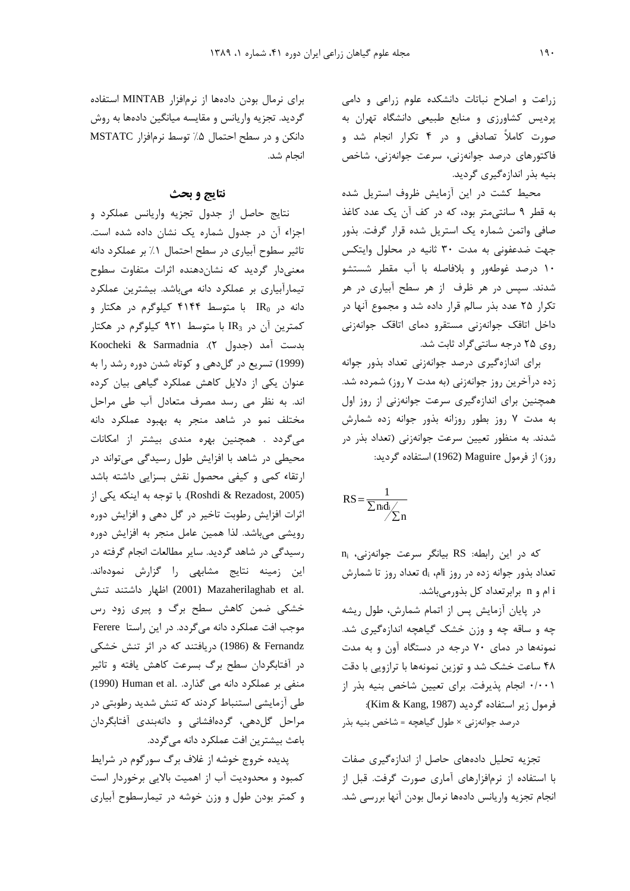زراعت و اصلاح نباتات دانشکده علوم زراعی و دامی پردیس کشاورزی و منابع طبیعی دانشگاه تهران به صورت کاملاً تصادفی و در ۴ تکرار انجام شد و فاکتورهای درصد جوانه‌زنی، سرعت جوانه‌زنی، شاخص بنیه بذر اندازه‌گیری گردید.

محیط کشت در این آزمایش ظروف استریل شده به قطر ۹ سانتی‌متر بود، که در کف آن یک عدد کاغذ صافی واتمن شماره یک استریل شده قرار گرفت. بذور جهت ضدعفونی به مدت ۳۰ ثانیه در محلول وایتکس ۱۰ درصد غوطه‌ور و بلافاصله با آب مقطر شستشو شدند. سپس در هر ظرف از هر سطح آبیاری در هر تکرار ۲۵ عدد بذر سالم قرار داده شد و مجموع آنها در داخل اتاقک جوانه‌زنی مستقرو دمای اتاقک جوانه‌زنی روی ۲۵ درجه سانتی‌گراد ثابت شد.

برای اندازه‌گیری درصد جوانه‌زنی تعداد بذور جوانه زده درآخرین روز جوانه‌زنی (به مدت ۷ روز) شمرده شد. همچنین برای اندازه‌گیری سرعت جوانه‌زنی از روز اول به مدت ۷ روز بطور روزانه بذور جوانه زده شمارش شدند. به منظور تعیین سرعت جوانه‌زنی (تعداد بذر در روز) از فرمول Maguire (1962) استفاده گردید:

$$RS = \frac{1}{\sum n_i d_i / \sum n}$$

که در این رابطه: RS بیانگر سرعت جوانه‌زنی، $n_i$ تعداد بذور جوانه زده در روز iام، $d_i$ تعداد روز تا شمارش i ام و n برابرتعداد کل بذورمی‌باشد.

در پایان آزمایش پس از اتمام شمارش، طول ریشه چه و ساقه چه و وزن خشک گیاهچه اندازه‌گیری شد. نمونه‌ها در دمای ۷۰ درجه در دستگاه آون و به مدت ۴۸ ساعت خشک شد و توزین نمونه‌ها با ترازویی با دقت ۰/۰۰۱ انجام پذیرفت. برای تعیین شاخص بنیه بذر از فرمول زیر استفاده گردید (Kim & Kang, 1987):

درصد جوانه‌زنی × طول گیاهچه = شاخص بنیه بذر

تجزیه تحلیل داده‌های حاصل از اندازه‌گیری صفات با استفاده از نرم‌افزارهای آماری صورت گرفت. قبل از انجام تجزیه واریانس داده‌ها نرمال بودن آنها بررسی شد. برای نرمال بودن داده‌ها از نرم‌افزار MINTAB استفاده گردید. تجزیه واریانس و مقایسه میانگین داده‌ها به روش دانکن و در سطح احتمال ۵٪ توسط نرم‌افزار MSTATC انجام شد.

## نتایج و بحث

نتایج حاصل از جدول تجزیه واریانس عملکرد و اجزاء آن در جدول شماره یک نشان داده شده است. تاثیر سطوح آبیاری در سطح احتمال ۱٪ بر عملکرد دانه معنی‌دار گردید که نشان‌دهنده اثرات متفاوت سطوح تیمارآبیاری بر عملکرد دانه می‌باشد. بیشترین عملکرد دانه در $IR_0$ با متوسط ۴۱۴۴ کیلوگرم در هکتار و کمترین آن در $IR_3$ با متوسط ۹۲۱ کیلوگرم در هکتار بدست آمد (جدول ۲). Koocheki & Sarmadnia (1999) تسریع در گل‌دهی و کوتاه شدن دوره رشد را به عنوان یکی از دلایل کاهش عملکرد گیاهی بیان کرده اند. به نظر می رسد مصرف متعادل آب طی مراحل مختلف نمو در شاهد منجر به بهبود عملکرد دانه می‌گردد . همچنین بهره مندی بیشتر از امکانات محیطی در شاهد با افزایش طول رسیدگی می‌تواند در ارتقاء کمی و کیفی محصول نقش بسزایی داشته باشد (Roshdi & Rezadost, 2005). با توجه به اینکه یکی از اثرات افزایش رطوبت تاخیر در گل دهی و افزایش دوره رویشی می‌باشد. لذا همین عامل منجر به افزایش دوره رسیدگی در شاهد گردید. سایر مطالعات انجام گرفته در این زمینه نتایج مشابهی را گزارش نموده‌اند. Mazaherilaghab et al. (2001) اظهار داشتند تنش خشکی ضمن کاهش سطح برگ و پیری زود رس موجب افت عملکرد دانه می‌گردد. در این راستا Ferere & Fernandz (1986) دریافتند که در اثر تنش خشکی در آفتابگردان سطح برگ بسرعت کاهش یافته و تاثیر منفی بر عملکرد دانه می گذارد. Human et al. (1990) طی آزمایشی استنباط کردند که تنش شدید رطوبتی در مراحل گل‌دهی، گرده‌افشانی و دانه‌بندی آفتابگردان باعث بیشترین افت عملکرد دانه می‌گردد.

پدیده خروج خوشه از غلاف برگ سورگوم در شرایط کمبود و محدودیت آب از اهمیت بالایی برخوردار است و کمتر بودن طول و وزن خوشه در تیمارسطوح آبیاری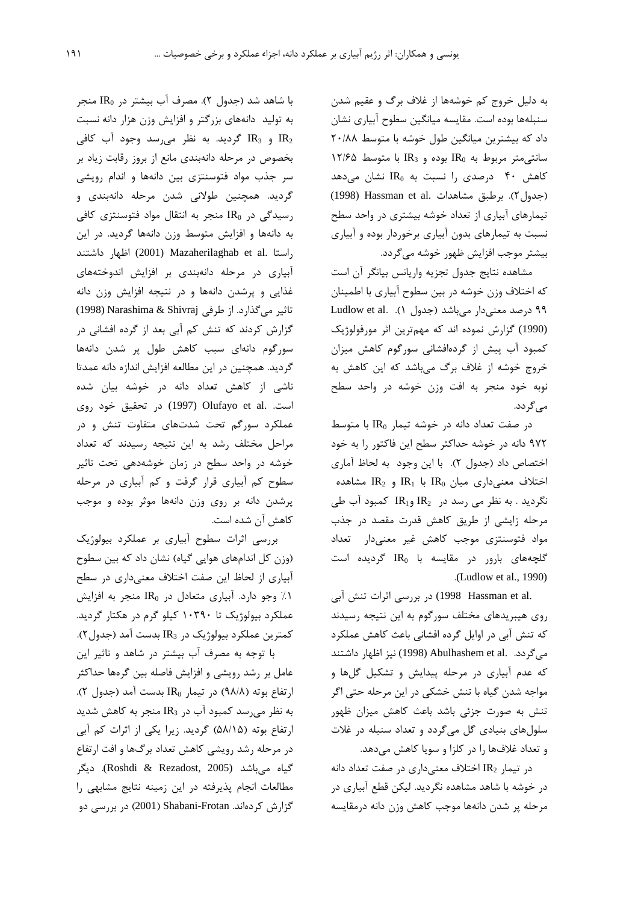به دلیل خروج کم خوشه‌ها از غلاف برگ و عقیم شدن سنبله‌ها بوده است. مقایسه میانگین سطوح آبیاری نشان داد که بیشترین میانگین طول خوشه با متوسط ۲۰/۸۸ سانتی‌متر مربوط به $IR_0$ بوده و $IR_3$ با متوسط ۱۲/۶۵ کاهش ۴۰ درصدی را نسبت به $IR_0$ نشان می‌دهد (جدول۲). برطبق مشاهدات Hassman et al. (1998) تیمارهای آبیاری از تعداد خوشه بیشتری در واحد سطح نسبت به تیمارهای بدون آبیاری برخوردار بوده و آبیاری بیشتر موجب افزایش ظهور خوشه می‌گردد.

مشاهده نتایج جدول تجزیه واریانس بیانگر آن است که اختلاف وزن خوشه در بین سطوح آبیاری با اطمینان ۹۹ درصد معنی‌دار می‌باشد (جدول ۱). Ludlow et al. (1990) گزارش نموده اند که مهم‌ترین اثر مورفولوژیک کمبود آب پیش از گرده‌افشانی سورگوم کاهش میزان خروج خوشه از غلاف برگ می‌باشد که این کاهش به نوبه خود منجر به افت وزن خوشه در واحد سطح می‌گردد.

در صفت تعداد دانه در خوشه تیمار $IR_0$ با متوسط ۹۷۲ دانه در خوشه حداکثر سطح این فاکتور را به خود اختصاص داد (جدول ۲). با این وجود به لحاظ آماری اختلاف معنی‌داری میان $IR_0$ با $IR_1$ و $IR_2$ مشاهده نگردید. به نظر می رسد در $IR_2$ و $IR_1$ کمبود آب طی مرحله زایشی از طریق کاهش قدرت مقصد در جذب مواد فتوسنتزی موجب کاهش غیر معنی‌دار تعداد گلچه‌های بارور در مقایسه با $IR_0$ گردیده است (Ludlow et al., 1990).

Hassman et al. 1998) در بررسی اثرات تنش آبی روی هیبریدهای مختلف سورگوم به این نتیجه رسیدند که تنش آبی در اوایل گرده افشانی باعث کاهش عملکرد می‌گردد. Abulhashem et al. (1998) نیز اظهار داشتند که عدم آبیاری در مرحله پیدایش و تشکیل گل‌ها و مواجه شدن گیاه با تنش خشکی در این مرحله حتی اگر تنش به صورت جزئی باشد باعث کاهش میزان ظهور سلول‌های بنیادی گل می‌گردد و تعداد سنبله در غلات و تعداد غلاف‌ها را در کلزا و سویا کاهش می‌دهد.

در تیمار $IR_2$ اختلاف معنی‌داری در صفت تعداد دانه در خوشه با شاهد مشاهده نگردید. لیکن قطع آبیاری در مرحله پر شدن دانه‌ها موجب کاهش وزن دانه درمقایسه با شاهد شد (جدول ۲). مصرف آب بیشتر در $IR_0$ منجر به تولید دانه‌های بزرگتر و افزایش وزن هزار دانه نسبت $IR_2$ و $IR_3$ گردید. به نظر می‌رسد وجود آب کافی بخصوص در مرحله دانه‌بندی مانع از بروز رقابت زیاد بر سر جذب مواد فتوسنتزی بین دانه‌ها و اندام رویشی گردید. همچنین طولانی شدن مرحله دانه‌بندی و رسیدگی در $IR_0$ منجر به انتقال مواد فتوسنتزی کافی به دانه‌ها و افزایش متوسط وزن دانه‌ها گردید. در این راستا Mazaherilaghab et al. (2001) اظهار داشتند آبیاری در مرحله دانه‌بندی بر افزایش اندوخته‌های غذایی و پرشدن دانه‌ها و در نتیجه افزایش وزن دانه تاثیر می‌گذارد. از طرفی Narashima & Shivraj (1998) گزارش کردند که تنش کم آبی بعد از گرده افشانی در سورگوم دانه‌ای سبب کاهش طول پر شدن دانه‌ها گردید. همچنین در این مطالعه افزایش اندازه دانه عمدتا ناشی از کاهش تعداد دانه در خوشه بیان شده است. Olufayo et al. (1997) در تحقیق خود روی عملکرد سورگم تحت شدت‌های متفاوت تنش و در مراحل مختلف رشد به این نتیجه رسیدند که تعداد خوشه در واحد سطح در زمان خوشه‌دهی تحت تاثیر سطوح کم آبیاری قرار گرفت و کم آبیاری در مرحله پرشدن دانه بر روی وزن دانه‌ها موثر بوده و موجب کاهش آن شده است.

بررسی اثرات سطوح آبیاری بر عملکرد بیولوژیک (وزن کل اندام‌های هوایی گیاه) نشان داد که بین سطوح آبیاری از لحاظ این صفت اختلاف معنی‌داری در سطح ۱٪ وجو دارد. آبیاری متعادل در $IR_0$ منجر به افزایش عملکرد بیولوژیک تا ۱۰۳۹۰ کیلو گرم در هکتار گردید. کمترین عملکرد بیولوژیک در $IR_3$ بدست آمد (جدول۲).

با توجه به مصرف آب بیشتر در شاهد و تاثیر این عامل بر رشد رویشی و افزایش فاصله بین گره‌ها حداکثر ارتفاع بوته (۹۸/۸) در تیمار $IR_0$ بدست آمد (جدول ۲). به نظر می‌رسد کمبود آب در $IR_3$ منجر به کاهش شدید ارتفاع بوته (۵۸/۱۵) گردید. زیرا یکی از اثرات کم آبی در مرحله رشد رویشی کاهش تعداد برگ‌ها و افت ارتفاع گیاه می‌باشد (Roshdi & Rezadost, 2005). دیگر مطالعات انجام پذیرفته در این زمینه نتایج مشابهی را گزارش کرده‌اند. Shabani-Frotan (2001) در بررسی دو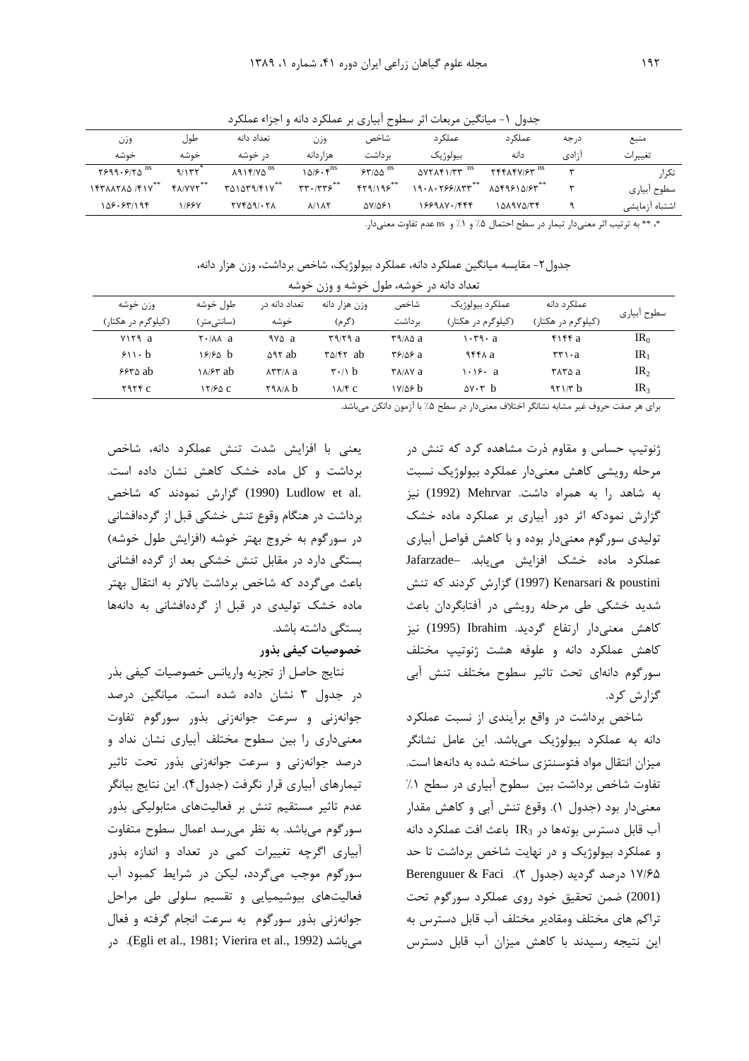جدول ۱- میانگین مربعات اثر سطوح آبیاری بر عملکرد دانه و اجزاء عملکرد

| منبع تغییرات | درجه آزادی | عملکرد دانه | عملکرد بیولوژیک | شاخص برداشت | وزن هزاردانه | تعداد دانه در خوشه | طول خوشه | وزن خوشه |
|---|---|---|---|---|---|---|---|---|
| تکرار | ۳ | ۲۴۴۸۴۷/۶۳ ns | ۵۷۲۸۴۱/۳۳ ns | ۶۳/۵۵ ns | ۱۵/۶۰۴ ns | ۸۹۱۴/۷۵ ns | ۹/۱۳۲ * | ۲۶۹۹۰۶/۲۵ ns |
| سطوح آبیاری | ۳ | ۸۵۴۹۶۱۵/۶۳ ** | ۱۹۰۸۰۲۶۶/۸۳۳ ** | ۴۲۹/۱۹۶ ** | ۳۳۰/۳۳۶ ** | ۳۵۱۵۳۹/۴۱۷ ** | ۴۸/۷۷۲ ** | ۱۴۳۸۸۲۸۵/۴۱۷ ** |
| اشتباه آزمایشی | ۹ | ۱۵۸۹۷۵/۳۴ | ۱۶۶۹۸۷۰/۴۴۴ | ۵۷/۵۶۱ | ۸/۱۸۲ | ۲۷۴۵۹/۰۲۸ | ۱/۶۶۷ | ۱۵۶۰۶۳/۱۹۴ |

*، ** به ترتیب اثر معنی‌دار تیمار در سطح احتمال ۵٪ و ۱٪ و ns عدم تفاوت معنی‌دار.

جدول۲- مقایسه میانگین عملکرد دانه، عملکرد بیولوژیک، شاخص برداشت، وزن هزار دانه، تعداد دانه در خوشه، طول خوشه و وزن خوشه

| سطوح آبیاری | عملکرد دانه (کیلوگرم در هکتار) | عملکرد بیولوژیک (کیلوگرم در هکتار) | شاخص برداشت | وزن هزار دانه (گرم) | تعداد دانه در خوشه | طول خوشه (سانتی‌متر) | وزن خوشه (کیلوگرم در هکتار) |
|---|---|---|---|---|---|---|---|
| $IR_0$ | ۴۱۴۴ a | ۱۰۳۹۰ a | ۳۹/۸۵ a | ۳۹/۲۹ a | ۹۷۵ a | ۲۰/۸۸ a | ۷۱۲۹ a |
| $IR_1$ | ۳۳۱۰a | ۹۴۴۸ a | ۳۶/۵۶ a | ۳۵/۴۲ ab | ۵۹۲ ab | ۱۶/۶۵ b | ۶۱۱۰ b |
| $IR_2$ | ۳۸۳۵ a | ۱۰۱۶۰ a | ۳۸/۸۷ a | ۳۰/۱ b | ۸۳۳/۸ a | ۱۸/۶۳ ab | ۶۶۳۵ ab |
| $IR_3$ | ۹۲۱/۳ b | ۵۷۰۳ b | ۱۷/۵۶ b | ۱۸/۴ c | ۲۹۸/۸ b | ۱۲/۶۵ c | ۲۹۲۴ c |

برای هر صفت حروف غیر مشابه نشانگر اختلاف معنی‌دار در سطح ۵٪ با آزمون دانکن می‌باشد.

ژنوتیپ حساس و مقاوم ذرت مشاهده کرد که تنش در مرحله رویشی کاهش معنی‌دار عملکرد بیولوژیک نسبت به شاهد را به همراه داشت. Mehrvar (1992) نیز گزارش نمودکه اثر دور آبیاری بر عملکرد ماده خشک تولیدی سورگوم معنی‌دار بوده و با کاهش فواصل آبیاری عملکرد ماده خشک افزایش می‌یابد. Jafarzade– Kenarsari & poustini (1997) گزارش کردند که تنش شدید خشکی طی مرحله رویشی در آفتابگردان باعث کاهش معنی‌دار ارتفاع گردید. Ibrahim (1995) نیز کاهش عملکرد دانه و علوفه هشت ژنوتیپ مختلف سورگوم دانه‌ای تحت تاثیر سطوح مختلف تنش آبی گزارش کرد.

شاخص برداشت در واقع برآیندی از نسبت عملکرد دانه به عملکرد بیولوژیک می‌باشد. این عامل نشانگر میزان انتقال مواد فتوسنتزی ساخته شده به دانه‌ها است. تفاوت شاخص برداشت بین سطوح آبیاری در سطح ۱٪ معنی‌دار بود (جدول ۱). وقوع تنش آبی و کاهش مقدار آب قابل دسترس بوته‌ها در $IR_3$ باعث افت عملکرد دانه و عملکرد بیولوژیک و در نهایت شاخص برداشت تا حد ۱۷/۶۵ درصد گردید (جدول ۲). Berenguuer & Faci (2001) ضمن تحقیق خود روی عملکرد سورگوم تحت تراکم های مختلف ومقادیر مختلف آب قابل دسترس به این نتیجه رسیدند با کاهش میزان آب قابل دسترس یعنی با افزایش شدت تنش عملکرد دانه، شاخص برداشت و کل ماده خشک کاهش نشان داده است. Ludlow et al. (1990) گزارش نمودند که شاخص برداشت در هنگام وقوع تنش خشکی قبل از گرده‌افشانی در سورگوم به خروج بهتر خوشه (افزایش طول خوشه) بستگی دارد در مقابل تنش خشکی بعد از گرده افشانی باعث می‌گردد که شاخص برداشت بالاتر به انتقال بهتر ماده خشک تولیدی در قبل از گرده‌افشانی به دانه‌ها بستگی داشته باشد.

**خصوصیات کیفی بذور**

نتایج حاصل از تجزیه واریانس خصوصیات کیفی بذر در جدول ۳ نشان داده شده است. میانگین درصد جوانه‌زنی و سرعت جوانه‌زنی بذور سورگوم تفاوت معنی‌داری را بین سطوح مختلف آبیاری نشان نداد و درصد جوانه‌زنی و سرعت جوانه‌زنی بذور تحت تاثیر تیمارهای آبیاری قرار نگرفت (جدول۴). این نتایج بیانگر عدم تاثیر مستقیم تنش بر فعالیت‌های متابولیکی بذور سورگوم می‌باشد. به نظر می‌رسد اعمال سطوح متفاوت آبیاری اگرچه تغییرات کمی در تعداد و اندازه بذور سورگوم موجب می‌گردد، لیکن در شرایط کمبود آب فعالیت‌های بیوشیمیایی و تقسیم سلولی طی مراحل جوانه‌زنی بذور سورگوم به سرعت انجام گرفته و فعال می‌باشد (Egli et al., 1981; Vierira et al., 1992). در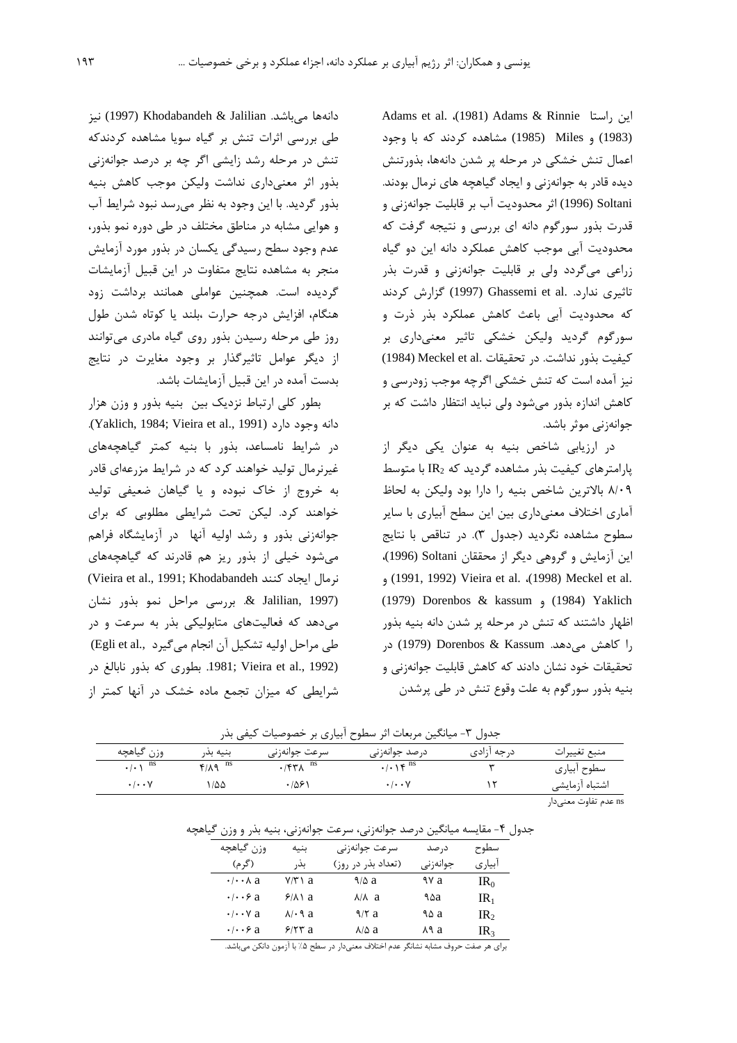این راستا Adams & Rinnie (1981)، Adams et al. (1983) و Miles (1985) مشاهده کردند که با وجود اعمال تنش خشکی در مرحله پر شدن دانه‌ها، بذورتنش دیده قادر به جوانه‌زنی و ایجاد گیاهچه های نرمال بودند. Soltani (1996) اثر محدودیت آب بر قابلیت جوانه‌زنی و قدرت بذور سورگوم دانه ای بررسی و نتیجه گرفت که محدودیت آبی موجب کاهش عملکرد دانه این دو گیاه زراعی می‌گردد ولی بر قابلیت جوانه‌زنی و قدرت بذر تاثیری ندارد. Ghassemi et al. (1997) گزارش کردند که محدودیت آبی باعث کاهش عملکرد بذر ذرت و سورگوم گردید ولیکن خشکی تاثیر معنی‌داری بر کیفیت بذور نداشت. در تحقیقات Meckel et al. (1984) نیز آمده است که تنش خشکی اگرچه موجب زودرسی و کاهش اندازه بذور می‌شود ولی نباید انتظار داشت که بر جوانه‌زنی موثر باشد.

در ارزیابی شاخص بنیه به عنوان یکی دیگر از پارامترهای کیفیت بذر مشاهده گردید که $IR_2$ با متوسط ۸/۰۹ بالاترین شاخص بنیه را دارا بود ولیکن به لحاظ آماری اختلاف معنی‌داری بین این سطح آبیاری با سایر سطوح مشاهده نگردید (جدول ۳). در تناقض با نتایج این آزمایش و گروهی دیگر از محققان Soltani (1996)، Meckel et al. (1998)، Vieira et al. (1991, 1992) و Yaklich (1984) و Dorenbos & kassum (1979) اظهار داشتند که تنش در مرحله پر شدن دانه بنیه بذور را کاهش می‌دهد. Dorenbos & Kassum (1979) در تحقیقات خود نشان دادند که کاهش قابلیت جوانه‌زنی و بنیه بذور سورگوم به علت وقوع تنش در طی پرشدن دانه‌ها می‌باشد. Khodabandeh & Jalilian (1997) نیز طی بررسی اثرات تنش بر گیاه سویا مشاهده کردندکه تنش در مرحله رشد زایشی اگر چه بر درصد جوانه‌زنی بذور اثر معنی‌داری نداشت ولیکن موجب کاهش بنیه بذور گردید. با این وجود به نظر می‌رسد نبود شرایط آب و هوایی مشابه در مناطق مختلف در طی دوره نمو بذور، عدم وجود سطح رسیدگی یکسان در بذور مورد آزمایش منجر به مشاهده نتایج متفاوت در این قبیل آزمایشات گردیده است. همچنین عواملی همانند برداشت زود هنگام، افزایش درجه حرارت ،بلند یا کوتاه شدن طول روز طی مرحله رسیدن بذور روی گیاه مادری می‌توانند از دیگر عوامل تاثیرگذار بر وجود مغایرت در نتایج بدست آمده در این قبیل آزمایشات باشد.

بطور کلی ارتباط نزدیک بین بنیه بذور و وزن هزار دانه وجود دارد (Yaklich, 1984; Vieira et al., 1991). در شرایط نامساعد، بذور با بنیه کمتر گیاهچه‌های غیرنرمال تولید خواهند کرد که در شرایط مزرعه‌ای قادر به خروج از خاک نبوده و یا گیاهان ضعیفی تولید خواهند کرد. لیکن تحت شرایطی مطلوبی که برای جوانه‌زنی بذور و رشد اولیه آنها در آزمایشگاه فراهم می‌شود خیلی از بذور ریز هم قادرند که گیاهچه‌های نرمال ایجاد کنند (Vieira et al., 1991; Khodabandeh & Jalilian, 1997). بررسی مراحل نمو بذور نشان می‌دهد که فعالیت‌های متابولیکی بذر به سرعت و در طی مراحل اولیه تشکیل آن انجام می‌گیرد (Egli et al., 1981; Vieira et al., 1992). بطوری که بذور نابالغ در شرایطی که میزان تجمع ماده خشک در آنها کمتر از

جدول ۳- میانگین مربعات اثر سطوح آبیاری بر خصوصیات کیفی بذر

| منبع تغییرات | درجه آزادی | درصد جوانه‌زنی | سرعت جوانه‌زنی | بنیه بذر | وزن گیاهچه |
|---|---|---|---|---|---|
| سطوح آبیاری | ۳ | $۰/۰۱۴^{ns}$ | $۰/۴۳۸^{ns}$ | $۴/۸۹^{ns}$ | $۰/۰۱^{ns}$ |
| اشتباه آزمایشی | ۱۲ | ۰/۰۰۷ | ۰/۵۶۱ | ۱/۵۵ | ۰/۰۰۷ |

ns عدم تفاوت معنی‌دار

جدول ۴- مقایسه میانگین درصد جوانه‌زنی، سرعت جوانه‌زنی، بنیه بذر و وزن گیاهچه

| سطوح آبیاری | درصد جوانه‌زنی | سرعت جوانه‌زنی (تعداد بذر در روز) | بنیه بذر | وزن گیاهچه (گرم) |
|---|---|---|---|---|
| $IR_0$ | ۹۷ a | ۹/۵ a | ۷/۳۱ a | ۰/۰۰۸ a |
| $IR_1$ | ۹۵a | ۸/۸ a | ۶/۸۱ a | ۰/۰۰۶ a |
| $IR_2$ | ۹۵ a | ۹/۲ a | ۸/۰۹ a | ۰/۰۰۷ a |
| $IR_3$ | ۸۹ a | ۸/۵ a | ۶/۲۳ a | ۰/۰۰۶ a |

برای هر صفت حروف مشابه نشانگر عدم اختلاف معنی‌دار در سطح ۵٪ با آزمون دانکن می‌باشد.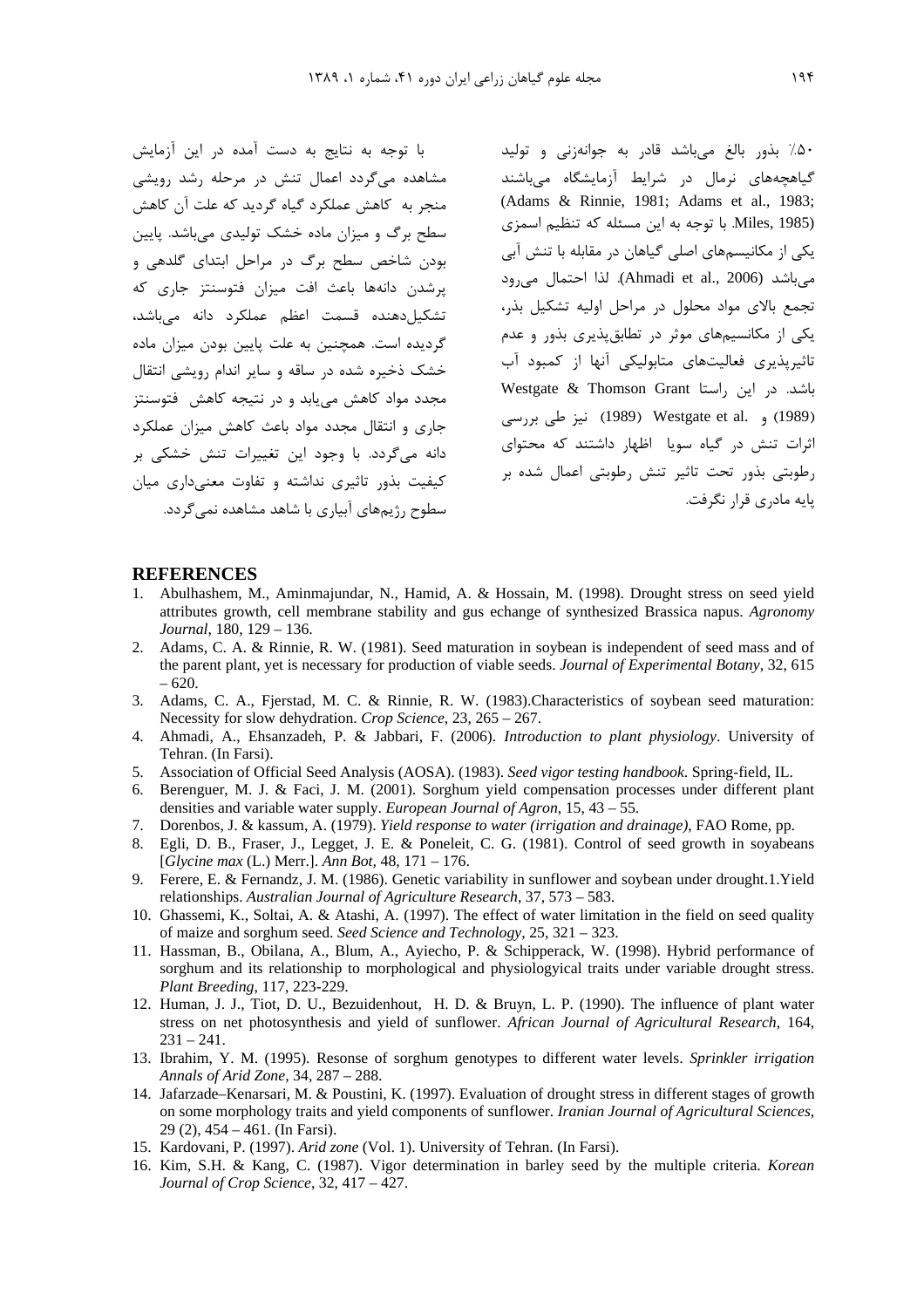۵۰٪ بذور بالغ می‌باشد قادر به جوانه‌زنی و تولید گیاهچه‌های نرمال در شرایط آزمایشگاه می‌باشند (Adams & Rinnie, 1981; Adams et al., 1983; Miles, 1985). با توجه به این مسئله که تنظیم اسمزی یکی از مکانیسم‌های اصلی گیاهان در مقابله با تنش آبی می‌باشد (Ahmadi et al., 2006). لذا احتمال می‌رود تجمع بالای مواد محلول در مراحل اولیه تشکیل بذر، یکی از مکانیسم‌های موثر در تطابق‌پذیری بذور و عدم تاثیرپذیری فعالیت‌های متابولیکی آنها از کمبود آب باشد. در این راستا Westgate & Thomson Grant (1989) و Westgate et al. (1989) نیز طی بررسی اثرات تنش در گیاه سویا اظهار داشتند که محتوای رطوبتی بذور تحت تاثیر تنش رطوبتی اعمال شده بر پایه مادری قرار نگرفت.

با توجه به نتایج به دست آمده در این آزمایش مشاهده می‌گردد اعمال تنش در مرحله رشد رویشی منجر به کاهش عملکرد گیاه گردید که علت آن کاهش سطح برگ و میزان ماده خشک تولیدی می‌باشد. پایین بودن شاخص سطح برگ در مراحل ابتدای گلدهی و پرشدن دانه‌ها باعث افت میزان فتوسنتز جاری که تشکیل‌دهنده قسمت اعظم عملکرد دانه می‌باشد، گردیده است. همچنین به علت پایین بودن میزان ماده خشک ذخیره شده در ساقه و سایر اندام رویشی انتقال مجدد مواد کاهش می‌یابد و در نتیجه کاهش فتوسنتز جاری و انتقال مجدد مواد باعث کاهش میزان عملکرد دانه می‌گردد. با وجود این تغییرات تنش خشکی بر کیفیت بذور تاثیری نداشته و تفاوت معنی‌داری میان سطوح رژیم‌های آبیاری با شاهد مشاهده نمی‌گردد.

## REFERENCES

1. Abulhashem, M., Aminmajundar, N., Hamid, A. & Hossain, M. (1998). Drought stress on seed yield attributes growth, cell membrane stability and gus echange of synthesized Brassica napus. *Agronomy Journal*, 180, 129 – 136.
2. Adams, C. A. & Rinnie, R. W. (1981). Seed maturation in soybean is independent of seed mass and of the parent plant, yet is necessary for production of viable seeds. *Journal of Experimental Botany*, 32, 615 – 620.
3. Adams, C. A., Fjerstad, M. C. & Rinnie, R. W. (1983).Characteristics of soybean seed maturation: Necessity for slow dehydration. *Crop Science*, 23, 265 – 267.
4. Ahmadi, A., Ehsanzadeh, P. & Jabbari, F. (2006). *Introduction to plant physiology*. University of Tehran. (In Farsi).
5. Association of Official Seed Analysis (AOSA). (1983). *Seed vigor testing handbook*. Spring-field, IL.
6. Berenguer, M. J. & Faci, J. M. (2001). Sorghum yield compensation processes under different plant densities and variable water supply. *European Journal of Agron*, 15, 43 – 55.
7. Dorenbos, J. & kassum, A. (1979). *Yield response to water (irrigation and drainage)*, FAO Rome, pp.
8. Egli, D. B., Fraser, J., Legget, J. E. & Poneleit, C. G. (1981). Control of seed growth in soyabeans [*Glycine max* (L.) Merr.]. *Ann Bot*, 48, 171 – 176.
9. Ferere, E. & Fernandz, J. M. (1986). Genetic variability in sunflower and soybean under drought.1.Yield relationships. *Australian Journal of Agriculture Research*, 37, 573 – 583.
10. Ghassemi, K., Soltai, A. & Atashi, A. (1997). The effect of water limitation in the field on seed quality of maize and sorghum seed. *Seed Science and Technology*, 25, 321 – 323.
11. Hassman, B., Obilana, A., Blum, A., Ayiecho, P. & Schipperack, W. (1998). Hybrid performance of sorghum and its relationship to morphological and physiologyical traits under variable drought stress. *Plant Breeding*, 117, 223-229.
12. Human, J. J., Tiot, D. U., Bezuidenhout, H. D. & Bruyn, L. P. (1990). The influence of plant water stress on net photosynthesis and yield of sunflower. *African Journal of Agricultural Research*, 164, 231 – 241.
13. Ibrahim, Y. M. (1995). Resonse of sorghum genotypes to different water levels. *Sprinkler irrigation Annals of Arid Zone*, 34, 287 – 288.
14. Jafarzade–Kenarsari, M. & Poustini, K. (1997). Evaluation of drought stress in different stages of growth on some morphology traits and yield components of sunflower. *Iranian Journal of Agricultural Sciences*, 29 (2), 454 – 461. (In Farsi).
15. Kardovani, P. (1997). *Arid zone* (Vol. 1). University of Tehran. (In Farsi).
16. Kim, S.H. & Kang, C. (1987). Vigor determination in barley seed by the multiple criteria. *Korean Journal of Crop Science*, 32, 417 – 427.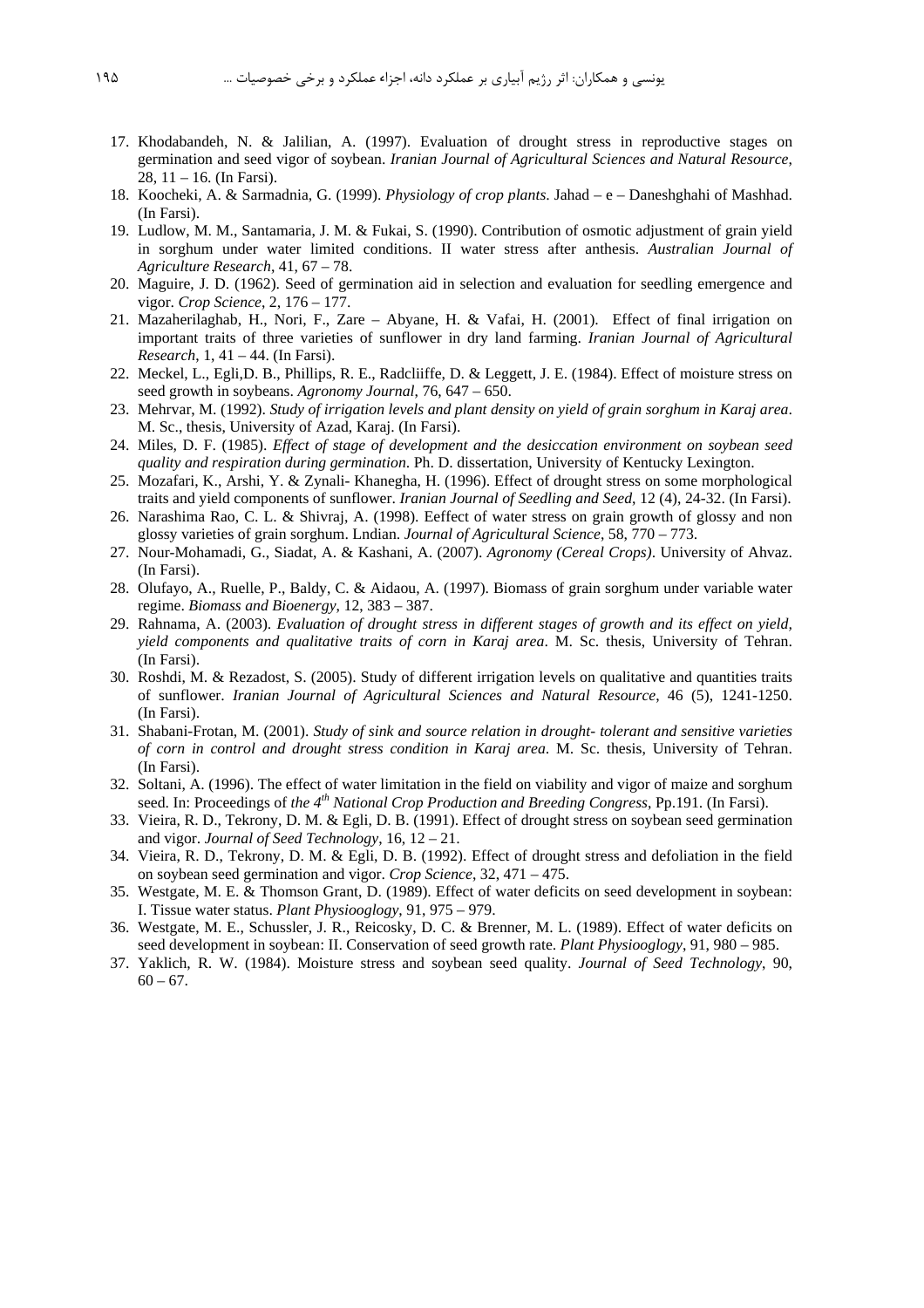17. Khodabandeh, N. & Jalilian, A. (1997). Evaluation of drought stress in reproductive stages on germination and seed vigor of soybean. *Iranian Journal of Agricultural Sciences and Natural Resource*, 28, 11 – 16. (In Farsi).
18. Koocheki, A. & Sarmadnia, G. (1999). *Physiology of crop plants*. Jahad – e – Daneshghahi of Mashhad. (In Farsi).
19. Ludlow, M. M., Santamaria, J. M. & Fukai, S. (1990). Contribution of osmotic adjustment of grain yield in sorghum under water limited conditions. II water stress after anthesis. *Australian Journal of Agriculture Research*, 41, 67 – 78.
20. Maguire, J. D. (1962). Seed of germination aid in selection and evaluation for seedling emergence and vigor. *Crop Science*, 2, 176 – 177.
21. Mazaherilaghab, H., Nori, F., Zare – Abyane, H. & Vafai, H. (2001). Effect of final irrigation on important traits of three varieties of sunflower in dry land farming. *Iranian Journal of Agricultural Research*, 1, 41 – 44. (In Farsi).
22. Meckel, L., Egli,D. B., Phillips, R. E., Radcliiffe, D. & Leggett, J. E. (1984). Effect of moisture stress on seed growth in soybeans. *Agronomy Journal*, 76, 647 – 650.
23. Mehrvar, M. (1992). *Study of irrigation levels and plant density on yield of grain sorghum in Karaj area*. M. Sc., thesis, University of Azad, Karaj. (In Farsi).
24. Miles, D. F. (1985). *Effect of stage of development and the desiccation environment on soybean seed quality and respiration during germination*. Ph. D. dissertation, University of Kentucky Lexington.
25. Mozafari, K., Arshi, Y. & Zynali- Khanegha, H. (1996). Effect of drought stress on some morphological traits and yield components of sunflower. *Iranian Journal of Seedling and Seed*, 12 (4), 24-32. (In Farsi).
26. Narashima Rao, C. L. & Shivraj, A. (1998). Eeffect of water stress on grain growth of glossy and non glossy varieties of grain sorghum. Lndian. *Journal of Agricultural Science*, 58, 770 – 773.
27. Nour-Mohamadi, G., Siadat, A. & Kashani, A. (2007). *Agronomy (Cereal Crops)*. University of Ahvaz. (In Farsi).
28. Olufayo, A., Ruelle, P., Baldy, C. & Aidaou, A. (1997). Biomass of grain sorghum under variable water regime. *Biomass and Bioenergy*, 12, 383 – 387.
29. Rahnama, A. (2003). *Evaluation of drought stress in different stages of growth and its effect on yield, yield components and qualitative traits of corn in Karaj area*. M. Sc. thesis, University of Tehran. (In Farsi).
30. Roshdi, M. & Rezadost, S. (2005). Study of different irrigation levels on qualitative and quantities traits of sunflower. *Iranian Journal of Agricultural Sciences and Natural Resource*, 46 (5), 1241-1250. (In Farsi).
31. Shabani-Frotan, M. (2001). *Study of sink and source relation in drought- tolerant and sensitive varieties of corn in control and drought stress condition in Karaj area*. M. Sc. thesis, University of Tehran. (In Farsi).
32. Soltani, A. (1996). The effect of water limitation in the field on viability and vigor of maize and sorghum seed. In: Proceedings of *the 4th National Crop Production and Breeding Congress*, Pp.191. (In Farsi).
33. Vieira, R. D., Tekrony, D. M. & Egli, D. B. (1991). Effect of drought stress on soybean seed germination and vigor. *Journal of Seed Technology*, 16, 12 – 21.
34. Vieira, R. D., Tekrony, D. M. & Egli, D. B. (1992). Effect of drought stress and defoliation in the field on soybean seed germination and vigor. *Crop Science*, 32, 471 – 475.
35. Westgate, M. E. & Thomson Grant, D. (1989). Effect of water deficits on seed development in soybean: I. Tissue water status. *Plant Physiooglogy*, 91, 975 – 979.
36. Westgate, M. E., Schussler, J. R., Reicosky, D. C. & Brenner, M. L. (1989). Effect of water deficits on seed development in soybean: II. Conservation of seed growth rate. *Plant Physiooglogy*, 91, 980 – 985.
37. Yaklich, R. W. (1984). Moisture stress and soybean seed quality. *Journal of Seed Technology*, 90, 60 – 67.